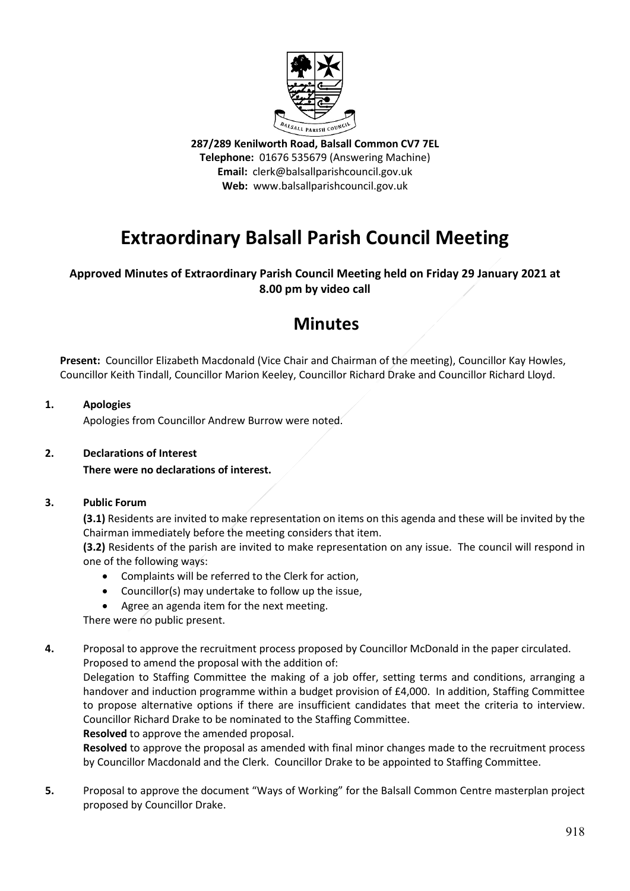**287/289 Kenilworth Road, Balsall Common CV7 7EL**
**Telephone:** 01676 535679 (Answering Machine)
**Email:** clerk@balsallparishcouncil.gov.uk
**Web:** www.balsallparishcouncil.gov.uk

# Extraordinary Balsall Parish Council Meeting

**Approved Minutes of Extraordinary Parish Council Meeting held on Friday 29 January 2021 at 8.00 pm by video call**

## Minutes

**Present:** Councillor Elizabeth Macdonald (Vice Chair and Chairman of the meeting), Councillor Kay Howles, Councillor Keith Tindall, Councillor Marion Keeley, Councillor Richard Drake and Councillor Richard Lloyd.

**1. Apologies**

Apologies from Councillor Andrew Burrow were noted.

**2. Declarations of Interest**

**There were no declarations of interest.**

**3. Public Forum**

**(3.1)** Residents are invited to make representation on items on this agenda and these will be invited by the Chairman immediately before the meeting considers that item.

**(3.2)** Residents of the parish are invited to make representation on any issue. The council will respond in one of the following ways:

- Complaints will be referred to the Clerk for action,
- Councillor(s) may undertake to follow up the issue,
- Agree an agenda item for the next meeting.

There were no public present.

**4.** Proposal to approve the recruitment process proposed by Councillor McDonald in the paper circulated.
Proposed to amend the proposal with the addition of:
Delegation to Staffing Committee the making of a job offer, setting terms and conditions, arranging a handover and induction programme within a budget provision of £4,000. In addition, Staffing Committee to propose alternative options if there are insufficient candidates that meet the criteria to interview. Councillor Richard Drake to be nominated to the Staffing Committee.
**Resolved** to approve the amended proposal.
**Resolved** to approve the proposal as amended with final minor changes made to the recruitment process by Councillor Macdonald and the Clerk. Councillor Drake to be appointed to Staffing Committee.

**5.** Proposal to approve the document "Ways of Working" for the Balsall Common Centre masterplan project proposed by Councillor Drake.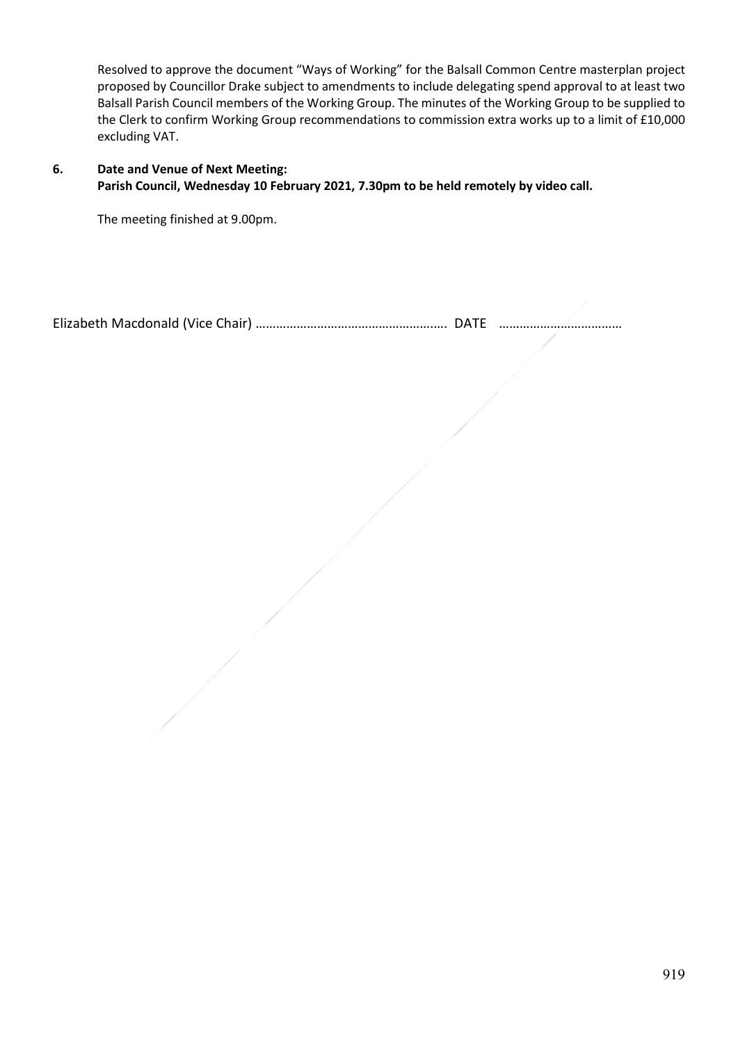Resolved to approve the document "Ways of Working" for the Balsall Common Centre masterplan project proposed by Councillor Drake subject to amendments to include delegating spend approval to at least two Balsall Parish Council members of the Working Group. The minutes of the Working Group to be supplied to the Clerk to confirm Working Group recommendations to commission extra works up to a limit of £10,000 excluding VAT.

**6. Date and Venue of Next Meeting:**
**Parish Council, Wednesday 10 February 2021, 7.30pm to be held remotely by video call.**

The meeting finished at 9.00pm.

Elizabeth Macdonald (Vice Chair) ………………………………………………. DATE ………………………………